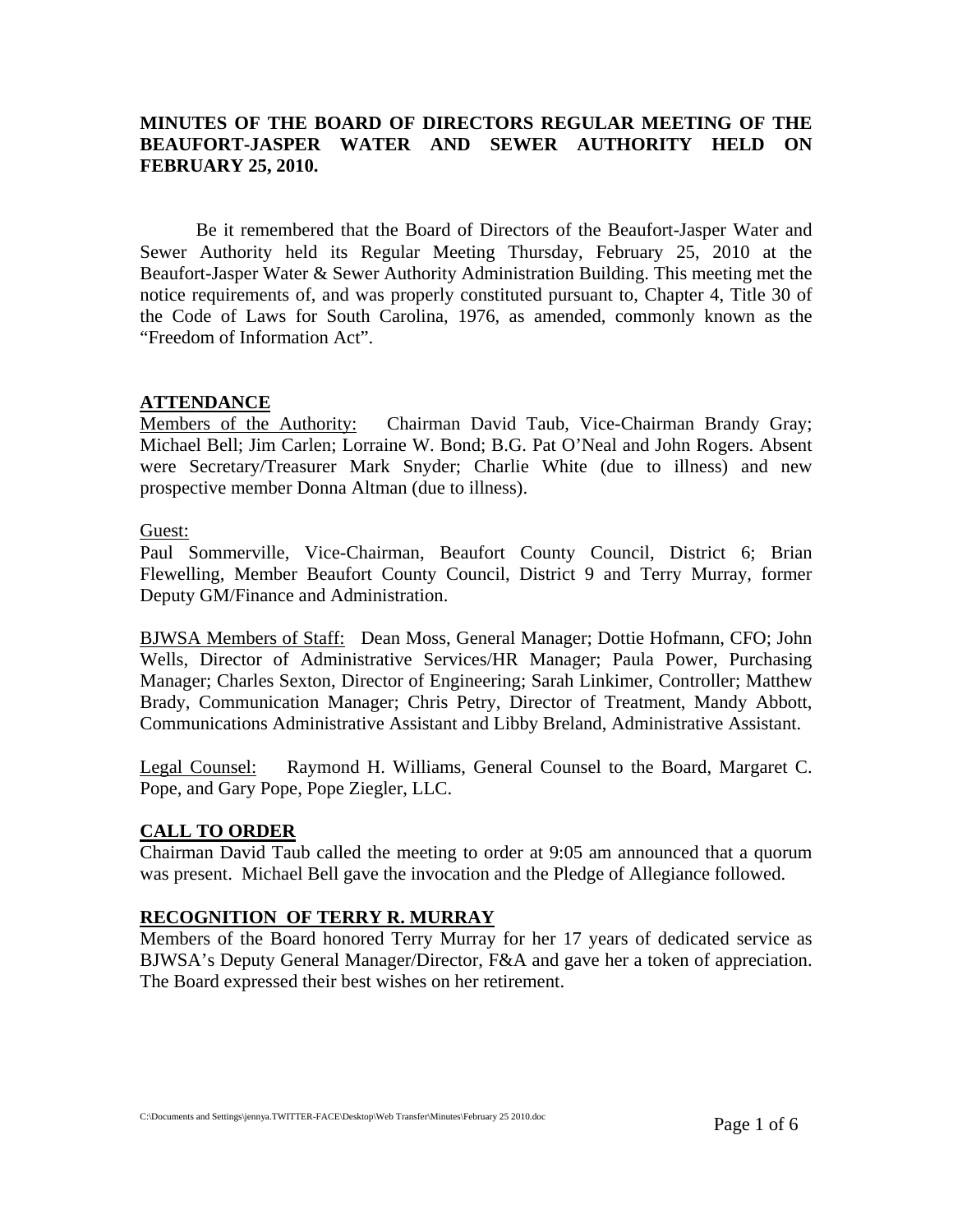# MINUTES OF THE BOARD OF DIRECTORS REGULAR MEETING OF THE BEAUFORT-JASPER WATER AND SEWER AUTHORITY HELD ON FEBRUARY 25, 2010.

Be it remembered that the Board of Directors of the Beaufort-Jasper Water and Sewer Authority held its Regular Meeting Thursday, February 25, 2010 at the Beaufort-Jasper Water & Sewer Authority Administration Building. This meeting met the notice requirements of, and was properly constituted pursuant to, Chapter 4, Title 30 of the Code of Laws for South Carolina, 1976, as amended, commonly known as the "Freedom of Information Act".

## ATTENDANCE

Members of the Authority: Chairman David Taub, Vice-Chairman Brandy Gray; Michael Bell; Jim Carlen; Lorraine W. Bond; B.G. Pat O'Neal and John Rogers. Absent were Secretary/Treasurer Mark Snyder; Charlie White (due to illness) and new prospective member Donna Altman (due to illness).

Guest:
Paul Sommerville, Vice-Chairman, Beaufort County Council, District 6; Brian Flewelling, Member Beaufort County Council, District 9 and Terry Murray, former Deputy GM/Finance and Administration.

BJWSA Members of Staff: Dean Moss, General Manager; Dottie Hofmann, CFO; John Wells, Director of Administrative Services/HR Manager; Paula Power, Purchasing Manager; Charles Sexton, Director of Engineering; Sarah Linkimer, Controller; Matthew Brady, Communication Manager; Chris Petry, Director of Treatment, Mandy Abbott, Communications Administrative Assistant and Libby Breland, Administrative Assistant.

Legal Counsel: Raymond H. Williams, General Counsel to the Board, Margaret C. Pope, and Gary Pope, Pope Ziegler, LLC.

## CALL TO ORDER

Chairman David Taub called the meeting to order at 9:05 am announced that a quorum was present. Michael Bell gave the invocation and the Pledge of Allegiance followed.

## RECOGNITION OF TERRY R. MURRAY

Members of the Board honored Terry Murray for her 17 years of dedicated service as BJWSA's Deputy General Manager/Director, F&A and gave her a token of appreciation. The Board expressed their best wishes on her retirement.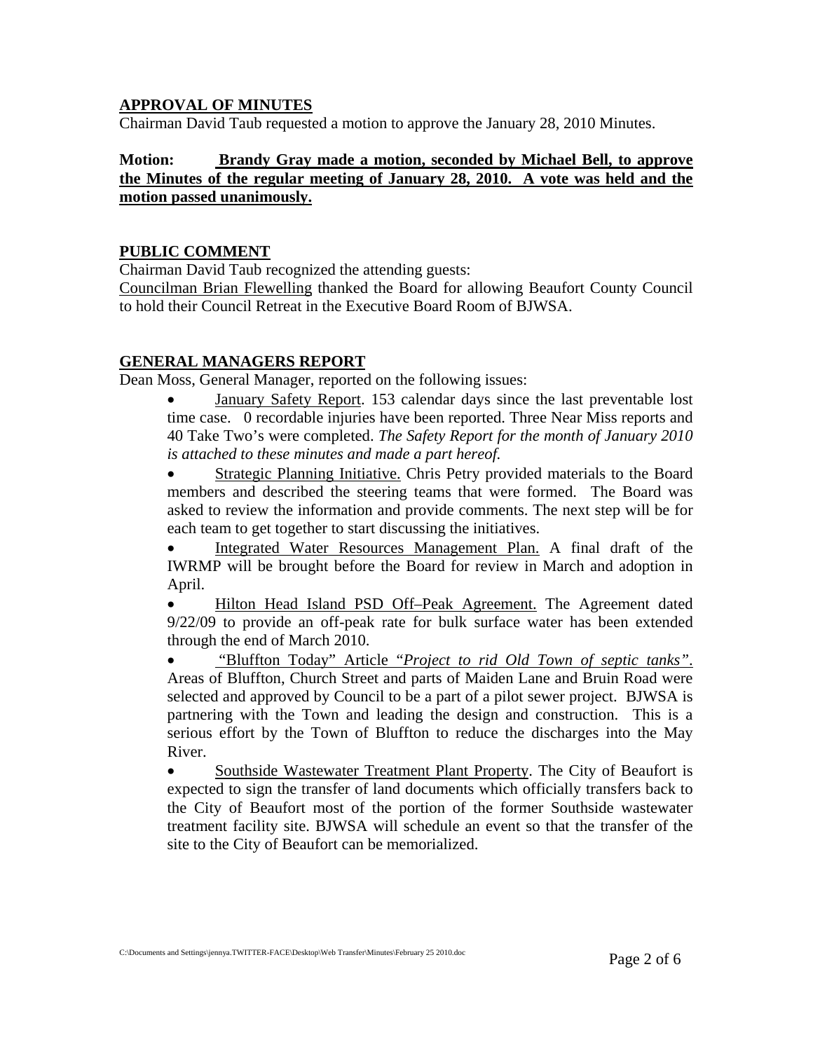## APPROVAL OF MINUTES

Chairman David Taub requested a motion to approve the January 28, 2010 Minutes.

**Motion: <u>Brandy Gray made a motion, seconded by Michael Bell, to approve the Minutes of the regular meeting of January 28, 2010. A vote was held and the motion passed unanimously.</u>**

## PUBLIC COMMENT

Chairman David Taub recognized the attending guests:

<u>Councilman Brian Flewelling</u> thanked the Board for allowing Beaufort County Council to hold their Council Retreat in the Executive Board Room of BJWSA.

## GENERAL MANAGERS REPORT

Dean Moss, General Manager, reported on the following issues:

- <u>January Safety Report</u>. 153 calendar days since the last preventable lost time case. 0 recordable injuries have been reported. Three Near Miss reports and 40 Take Two's were completed. *The Safety Report for the month of January 2010 is attached to these minutes and made a part hereof.*
- <u>Strategic Planning Initiative.</u> Chris Petry provided materials to the Board members and described the steering teams that were formed. The Board was asked to review the information and provide comments. The next step will be for each team to get together to start discussing the initiatives.
- <u>Integrated Water Resources Management Plan.</u> A final draft of the IWRMP will be brought before the Board for review in March and adoption in April.
- <u>Hilton Head Island PSD Off–Peak Agreement.</u> The Agreement dated 9/22/09 to provide an off-peak rate for bulk surface water has been extended through the end of March 2010.
- <u>"Bluffton Today" Article "*Project to rid Old Town of septic tanks*".</u> Areas of Bluffton, Church Street and parts of Maiden Lane and Bruin Road were selected and approved by Council to be a part of a pilot sewer project. BJWSA is partnering with the Town and leading the design and construction. This is a serious effort by the Town of Bluffton to reduce the discharges into the May River.
- <u>Southside Wastewater Treatment Plant Property</u>. The City of Beaufort is expected to sign the transfer of land documents which officially transfers back to the City of Beaufort most of the portion of the former Southside wastewater treatment facility site. BJWSA will schedule an event so that the transfer of the site to the City of Beaufort can be memorialized.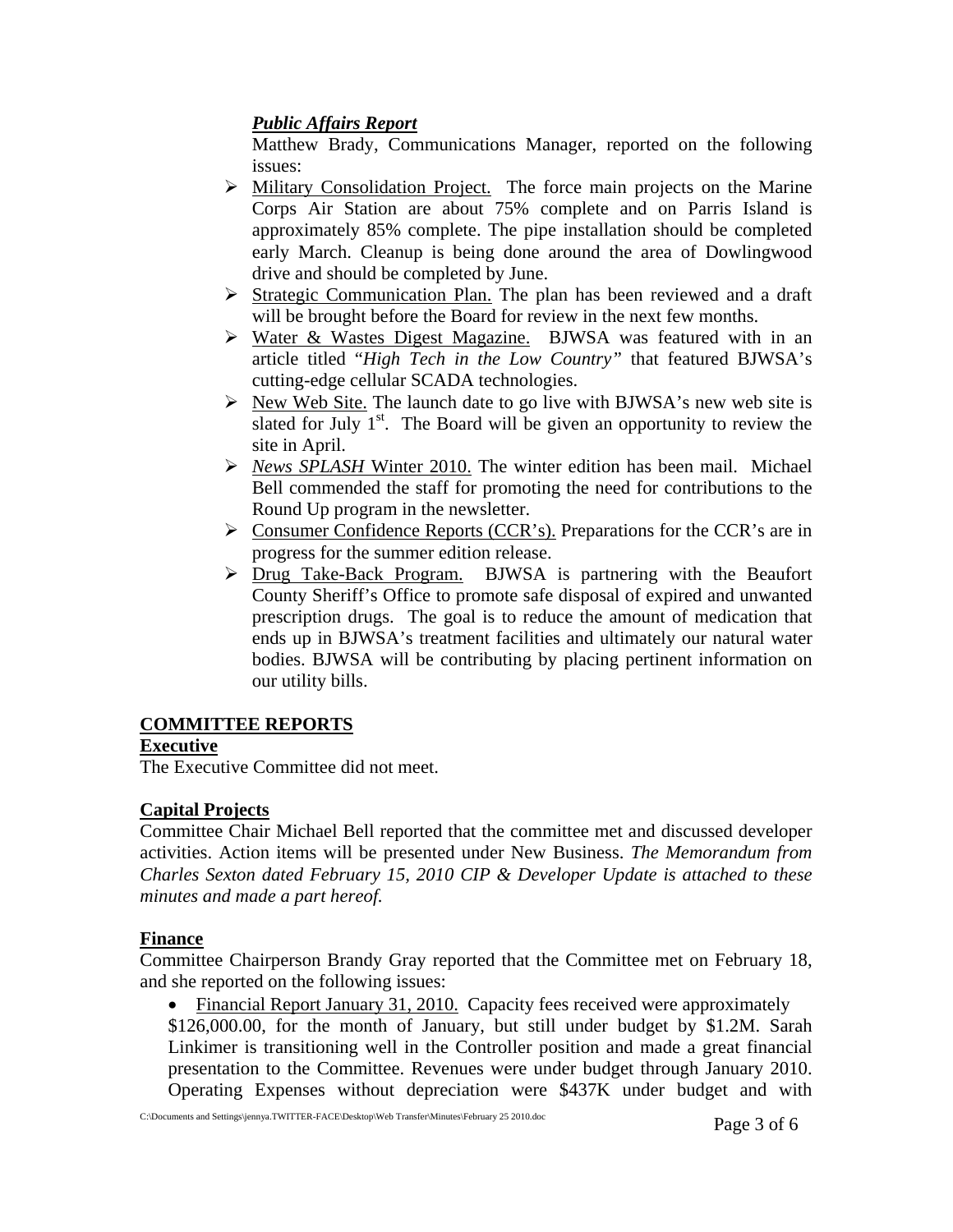### *Public Affairs Report*

Matthew Brady, Communications Manager, reported on the following issues:

- Military Consolidation Project. The force main projects on the Marine Corps Air Station are about 75% complete and on Parris Island is approximately 85% complete. The pipe installation should be completed early March. Cleanup is being done around the area of Dowlingwood drive and should be completed by June.
- Strategic Communication Plan. The plan has been reviewed and a draft will be brought before the Board for review in the next few months.
- Water & Wastes Digest Magazine. BJWSA was featured with in an article titled "*High Tech in the Low Country"* that featured BJWSA's cutting-edge cellular SCADA technologies.
- New Web Site. The launch date to go live with BJWSA's new web site is slated for July 1st. The Board will be given an opportunity to review the site in April.
- *News SPLASH* Winter 2010. The winter edition has been mail. Michael Bell commended the staff for promoting the need for contributions to the Round Up program in the newsletter.
- Consumer Confidence Reports (CCR's). Preparations for the CCR's are in progress for the summer edition release.
- Drug Take-Back Program. BJWSA is partnering with the Beaufort County Sheriff's Office to promote safe disposal of expired and unwanted prescription drugs. The goal is to reduce the amount of medication that ends up in BJWSA's treatment facilities and ultimately our natural water bodies. BJWSA will be contributing by placing pertinent information on our utility bills.

## COMMITTEE REPORTS

### Executive

The Executive Committee did not meet.

### Capital Projects

Committee Chair Michael Bell reported that the committee met and discussed developer activities. Action items will be presented under New Business. *The Memorandum from Charles Sexton dated February 15, 2010 CIP & Developer Update is attached to these minutes and made a part hereof.*

### Finance

Committee Chairperson Brandy Gray reported that the Committee met on February 18, and she reported on the following issues:

- Financial Report January 31, 2010. Capacity fees received were approximately $126,000.00, for the month of January, but still under budget by $1.2M. Sarah Linkimer is transitioning well in the Controller position and made a great financial presentation to the Committee. Revenues were under budget through January 2010. Operating Expenses without depreciation were $437K under budget and with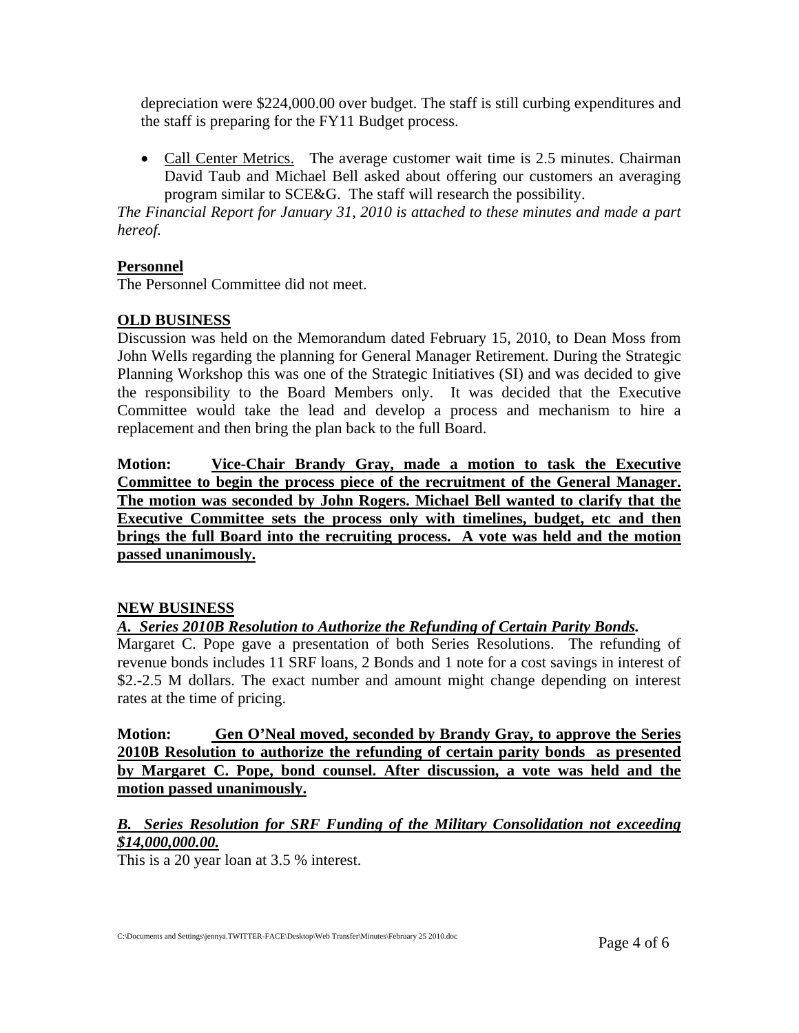depreciation were $224,000.00 over budget. The staff is still curbing expenditures and the staff is preparing for the FY11 Budget process.

- Call Center Metrics. The average customer wait time is 2.5 minutes. Chairman David Taub and Michael Bell asked about offering our customers an averaging program similar to SCE&G. The staff will research the possibility.

*The Financial Report for January 31, 2010 is attached to these minutes and made a part hereof.*

**Personnel**

The Personnel Committee did not meet.

**OLD BUSINESS**

Discussion was held on the Memorandum dated February 15, 2010, to Dean Moss from John Wells regarding the planning for General Manager Retirement. During the Strategic Planning Workshop this was one of the Strategic Initiatives (SI) and was decided to give the responsibility to the Board Members only. It was decided that the Executive Committee would take the lead and develop a process and mechanism to hire a replacement and then bring the plan back to the full Board.

**Motion: Vice-Chair Brandy Gray, made a motion to task the Executive Committee to begin the process piece of the recruitment of the General Manager. The motion was seconded by John Rogers. Michael Bell wanted to clarify that the Executive Committee sets the process only with timelines, budget, etc and then brings the full Board into the recruiting process. A vote was held and the motion passed unanimously.**

**NEW BUSINESS**

***A. Series 2010B Resolution to Authorize the Refunding of Certain Parity Bonds.***

Margaret C. Pope gave a presentation of both Series Resolutions. The refunding of revenue bonds includes 11 SRF loans, 2 Bonds and 1 note for a cost savings in interest of $2.-2.5 M dollars. The exact number and amount might change depending on interest rates at the time of pricing.

**Motion: Gen O'Neal moved, seconded by Brandy Gray, to approve the Series 2010B Resolution to authorize the refunding of certain parity bonds as presented by Margaret C. Pope, bond counsel. After discussion, a vote was held and the motion passed unanimously.**

***B. Series Resolution for SRF Funding of the Military Consolidation not exceeding $14,000,000.00.***

This is a 20 year loan at 3.5 % interest.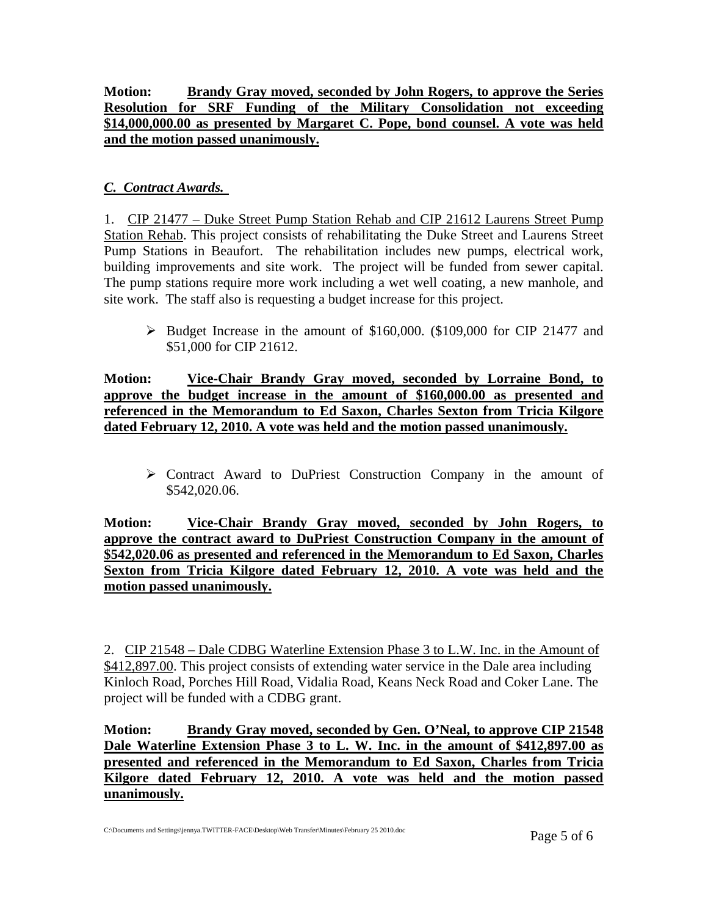**Motion:** **<u>Brandy Gray moved, seconded by John Rogers, to approve the Series Resolution for SRF Funding of the Military Consolidation not exceeding $14,000,000.00 as presented by Margaret C. Pope, bond counsel. A vote was held and the motion passed unanimously.</u>**

### *<u>C. Contract Awards.</u>*

1. <u>CIP 21477 – Duke Street Pump Station Rehab and CIP 21612 Laurens Street Pump Station Rehab</u>. This project consists of rehabilitating the Duke Street and Laurens Street Pump Stations in Beaufort. The rehabilitation includes new pumps, electrical work, building improvements and site work. The project will be funded from sewer capital. The pump stations require more work including a wet well coating, a new manhole, and site work. The staff also is requesting a budget increase for this project.

- Budget Increase in the amount of $160,000. ($109,000 for CIP 21477 and $51,000 for CIP 21612.

**Motion:** **<u>Vice-Chair Brandy Gray moved, seconded by Lorraine Bond, to approve the budget increase in the amount of $160,000.00 as presented and referenced in the Memorandum to Ed Saxon, Charles Sexton from Tricia Kilgore dated February 12, 2010. A vote was held and the motion passed unanimously.</u>**

- Contract Award to DuPriest Construction Company in the amount of $542,020.06.

**Motion:** **<u>Vice-Chair Brandy Gray moved, seconded by John Rogers, to approve the contract award to DuPriest Construction Company in the amount of $542,020.06 as presented and referenced in the Memorandum to Ed Saxon, Charles Sexton from Tricia Kilgore dated February 12, 2010. A vote was held and the motion passed unanimously.</u>**

2. <u>CIP 21548 – Dale CDBG Waterline Extension Phase 3 to L.W. Inc. in the Amount of $412,897.00</u>. This project consists of extending water service in the Dale area including Kinloch Road, Porches Hill Road, Vidalia Road, Keans Neck Road and Coker Lane. The project will be funded with a CDBG grant.

**Motion:** **<u>Brandy Gray moved, seconded by Gen. O'Neal, to approve CIP 21548 Dale Waterline Extension Phase 3 to L. W. Inc. in the amount of $412,897.00 as presented and referenced in the Memorandum to Ed Saxon, Charles from Tricia Kilgore dated February 12, 2010. A vote was held and the motion passed unanimously.</u>**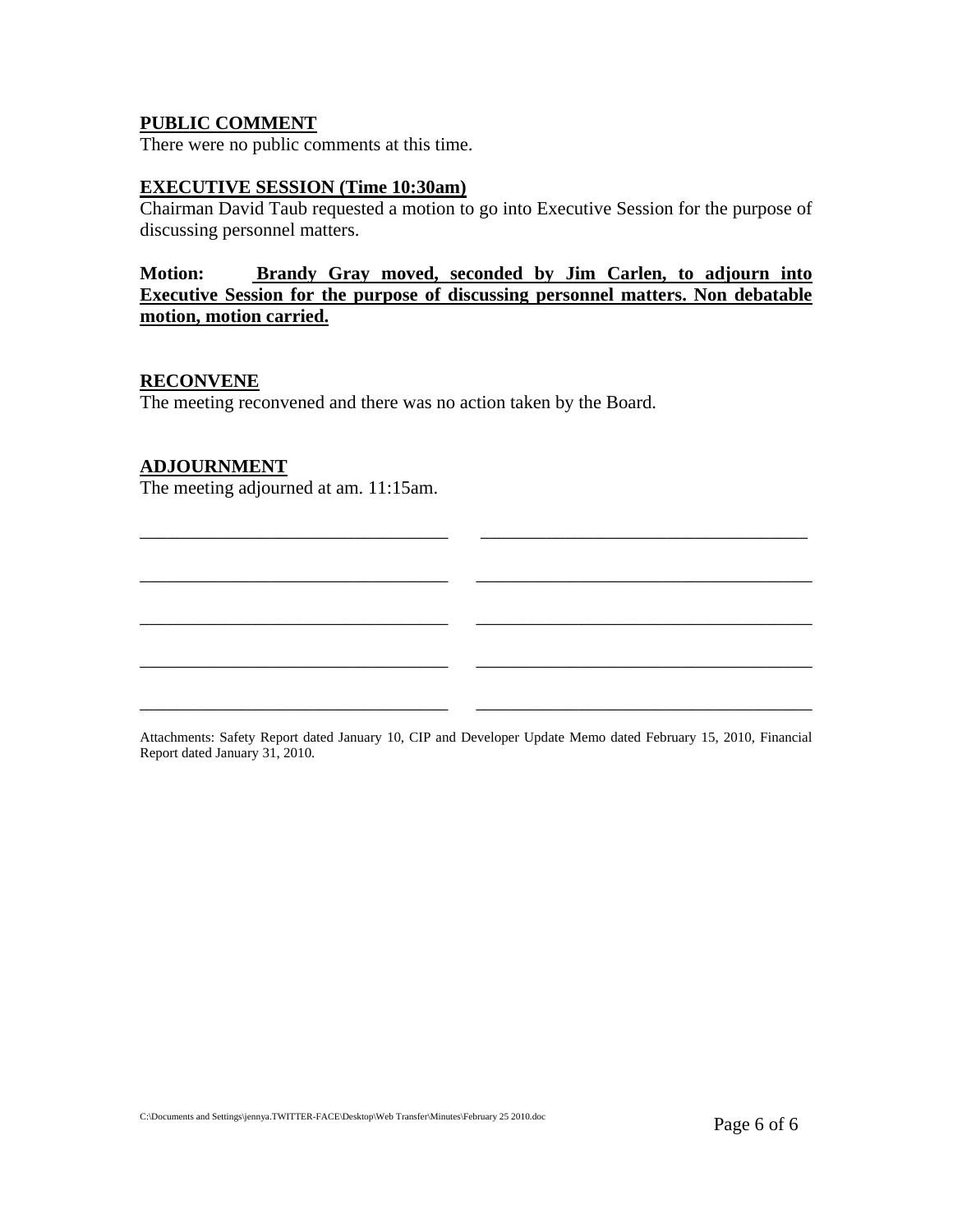**PUBLIC COMMENT**

There were no public comments at this time.

**EXECUTIVE SESSION (Time 10:30am)**

Chairman David Taub requested a motion to go into Executive Session for the purpose of discussing personnel matters.

**Motion:** **Brandy Gray moved, seconded by Jim Carlen, to adjourn into Executive Session for the purpose of discussing personnel matters. Non debatable motion, motion carried.**

**RECONVENE**

The meeting reconvened and there was no action taken by the Board.

**ADJOURNMENT**

The meeting adjourned at am. 11:15am.

\_\_\_\_\_\_\_\_\_\_\_\_\_\_\_\_\_\_\_\_\_\_\_\_\_\_\_\_\_\_\_\_\_\_ \_\_\_\_\_\_\_\_\_\_\_\_\_\_\_\_\_\_\_\_\_\_\_\_\_\_\_\_\_\_\_\_\_\_\_\_

\_\_\_\_\_\_\_\_\_\_\_\_\_\_\_\_\_\_\_\_\_\_\_\_\_\_\_\_\_\_\_\_\_\_ \_\_\_\_\_\_\_\_\_\_\_\_\_\_\_\_\_\_\_\_\_\_\_\_\_\_\_\_\_\_\_\_\_\_\_\_

\_\_\_\_\_\_\_\_\_\_\_\_\_\_\_\_\_\_\_\_\_\_\_\_\_\_\_\_\_\_\_\_\_\_ \_\_\_\_\_\_\_\_\_\_\_\_\_\_\_\_\_\_\_\_\_\_\_\_\_\_\_\_\_\_\_\_\_\_\_\_

\_\_\_\_\_\_\_\_\_\_\_\_\_\_\_\_\_\_\_\_\_\_\_\_\_\_\_\_\_\_\_\_\_\_ \_\_\_\_\_\_\_\_\_\_\_\_\_\_\_\_\_\_\_\_\_\_\_\_\_\_\_\_\_\_\_\_\_\_\_\_

\_\_\_\_\_\_\_\_\_\_\_\_\_\_\_\_\_\_\_\_\_\_\_\_\_\_\_\_\_\_\_\_\_\_ \_\_\_\_\_\_\_\_\_\_\_\_\_\_\_\_\_\_\_\_\_\_\_\_\_\_\_\_\_\_\_\_\_\_\_\_

Attachments: Safety Report dated January 10, CIP and Developer Update Memo dated February 15, 2010, Financial Report dated January 31, 2010.

C:\Documents and Settings\jennya.TWITTER-FACE\Desktop\Web Transfer\Minutes\February 25 2010.doc